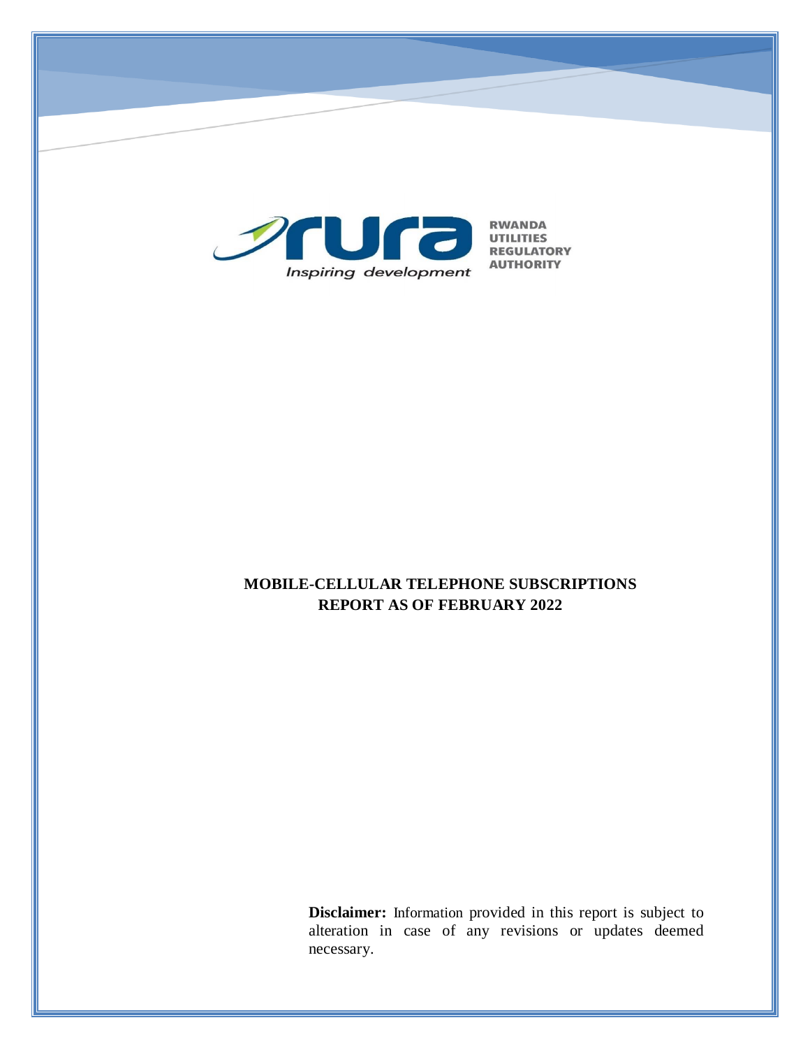RWANDA UTILITIES REGULATORY AUTHORITY

Inspiring development

# MOBILE-CELLULAR TELEPHONE SUBSCRIPTIONS REPORT AS OF FEBRUARY 2022

**Disclaimer:** Information provided in this report is subject to alteration in case of any revisions or updates deemed necessary.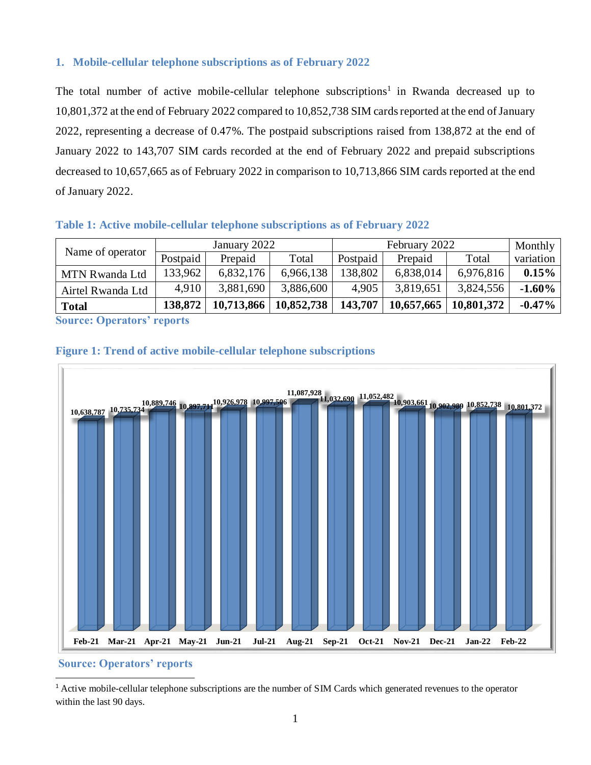## 1. Mobile-cellular telephone subscriptions as of February 2022

The total number of active mobile-cellular telephone subscriptions[1] in Rwanda decreased up to 10,801,372 at the end of February 2022 compared to 10,852,738 SIM cards reported at the end of January 2022, representing a decrease of 0.47%. The postpaid subscriptions raised from 138,872 at the end of January 2022 to 143,707 SIM cards recorded at the end of February 2022 and prepaid subscriptions decreased to 10,657,665 as of February 2022 in comparison to 10,713,866 SIM cards reported at the end of January 2022.

**Table 1: Active mobile-cellular telephone subscriptions as of February 2022**

| Name of operator | January 2022 | | | February 2022 | | | Monthly variation |
|---|---|---|---|---|---|---|---|
| | Postpaid | Prepaid | Total | Postpaid | Prepaid | Total | |
| MTN Rwanda Ltd | 133,962 | 6,832,176 | 6,966,138 | 138,802 | 6,838,014 | 6,976,816 | **0.15%** |
| Airtel Rwanda Ltd | 4,910 | 3,881,690 | 3,886,600 | 4,905 | 3,819,651 | 3,824,556 | **-1.60%** |
| **Total** | **138,872** | **10,713,866** | **10,852,738** | **143,707** | **10,657,665** | **10,801,372** | **-0.47%** |

**Source: Operators' reports**

**Figure 1: Trend of active mobile-cellular telephone subscriptions**

| Month | Subscriptions |
|---|---|
| Feb-21 | 10,638,787 |
| Mar-21 | 10,735,734 |
| Apr-21 | 10,889,746 |
| May-21 | 10,897,711 |
| Jun-21 | 10,926,978 |
| Jul-21 | 10,997,506 |
| Aug-21 | 11,087,928 |
| Sep-21 | 11,032,690 |
| Oct-21 | 11,052,482 |
| Nov-21 | 10,903,661 |
| Dec-21 | 10,902,989 |
| Jan-22 | 10,852,738 |
| Feb-22 | 10,801,372 |

**Source: Operators' reports**

[1] Active mobile-cellular telephone subscriptions are the number of SIM Cards which generated revenues to the operator within the last 90 days.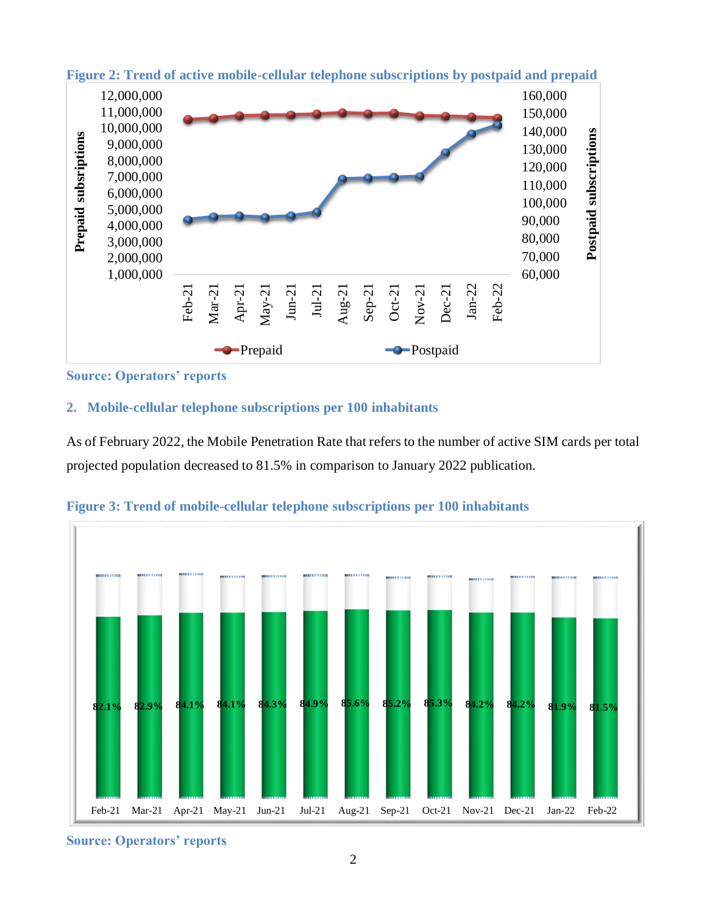**Figure 2: Trend of active mobile-cellular telephone subscriptions by postpaid and prepaid**

**Source: Operators' reports**

## 2. Mobile-cellular telephone subscriptions per 100 inhabitants

As of February 2022, the Mobile Penetration Rate that refers to the number of active SIM cards per total projected population decreased to 81.5% in comparison to January 2022 publication.

**Figure 3: Trend of mobile-cellular telephone subscriptions per 100 inhabitants**

| Feb-21 | Mar-21 | Apr-21 | May-21 | Jun-21 | Jul-21 | Aug-21 | Sep-21 | Oct-21 | Nov-21 | Dec-21 | Jan-22 | Feb-22 |
|---|---|---|---|---|---|---|---|---|---|---|---|---|
| 82.1% | 82.9% | 84.1% | 84.1% | 84.3% | 84.9% | 85.6% | 85.2% | 85.3% | 84.2% | 84.2% | 81.9% | 81.5% |

**Source: Operators' reports**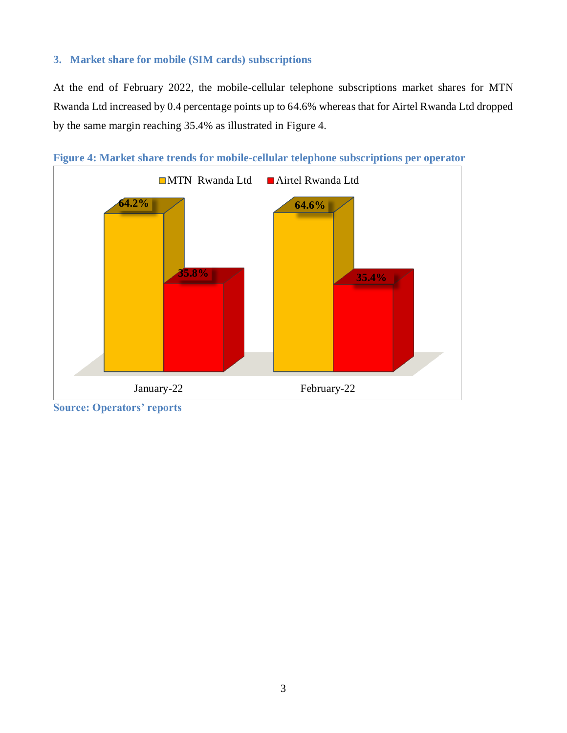### 3. Market share for mobile (SIM cards) subscriptions

At the end of February 2022, the mobile-cellular telephone subscriptions market shares for MTN Rwanda Ltd increased by 0.4 percentage points up to 64.6% whereas that for Airtel Rwanda Ltd dropped by the same margin reaching 35.4% as illustrated in Figure 4.

**Figure 4: Market share trends for mobile-cellular telephone subscriptions per operator**

MTN Rwanda Ltd
Airtel Rwanda Ltd
64.2%
35.8%
64.6%
35.4%
January-22
February-22

**Source: Operators' reports**